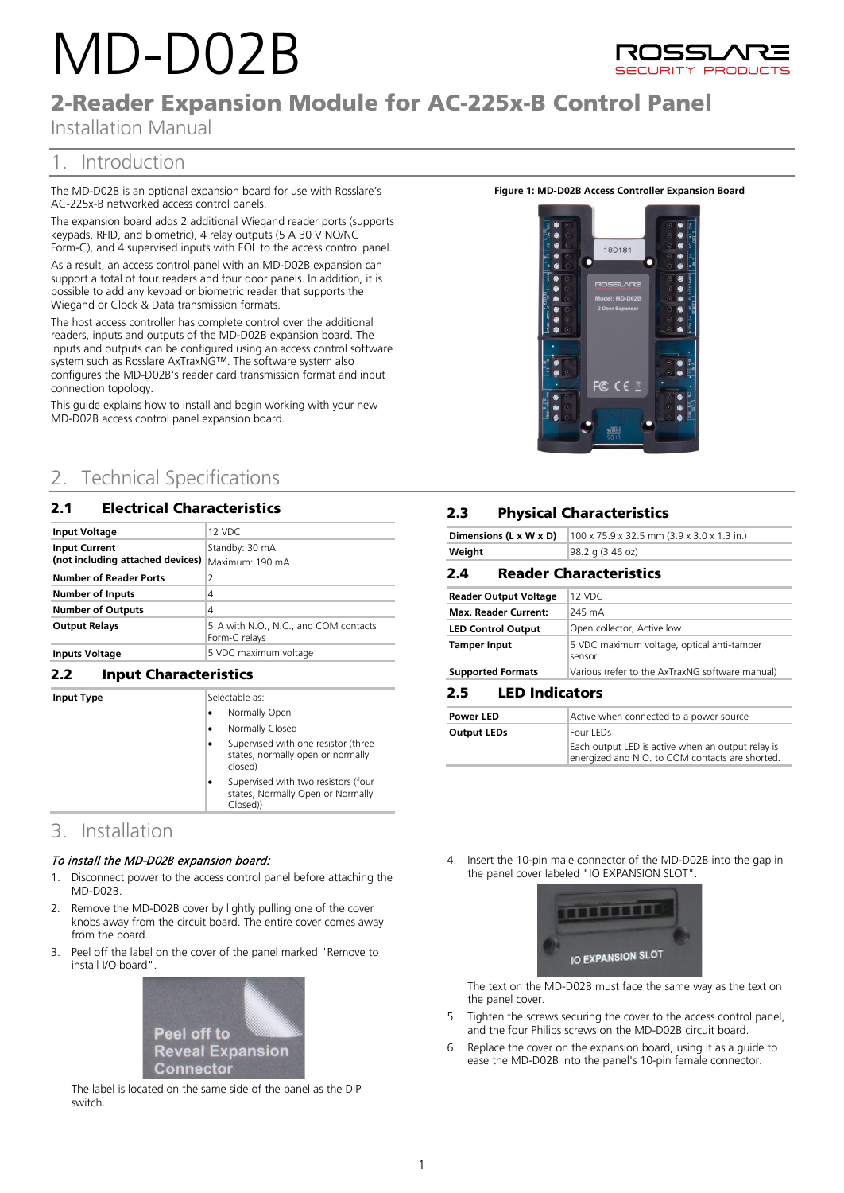# MD-D02B

## 2-Reader Expansion Module for AC-225x-B Control Panel

Installation Manual

## 1. Introduction

The MD-D02B is an optional expansion board for use with Rosslare's AC-225x-B networked access control panels.

The expansion board adds 2 additional Wiegand reader ports (supports keypads, RFID, and biometric), 4 relay outputs (5 A 30 V NO/NC Form-C), and 4 supervised inputs with EOL to the access control panel.

As a result, an access control panel with an MD-D02B expansion can support a total of four readers and four door panels. In addition, it is possible to add any keypad or biometric reader that supports the Wiegand or Clock & Data transmission formats.

The host access controller has complete control over the additional readers, inputs and outputs of the MD-D02B expansion board. The inputs and outputs can be configured using an access control software system such as Rosslare AxTraxNG™. The software system also configures the MD-D02B's reader card transmission format and input connection topology.

This guide explains how to install and begin working with your new MD-D02B access control panel expansion board.

**Figure 1: MD-D02B Access Controller Expansion Board**

## 2. Technical Specifications

### 2.1 Electrical Characteristics

| | |
|---|---|
| **Input Voltage** | 12 VDC |
| **Input Current (not including attached devices)** | Standby: 30 mA<br>Maximum: 190 mA |
| **Number of Reader Ports** | 2 |
| **Number of Inputs** | 4 |
| **Number of Outputs** | 4 |
| **Output Relays** | 5 A with N.O., N.C., and COM contacts Form-C relays |
| **Inputs Voltage** | 5 VDC maximum voltage |

### 2.2 Input Characteristics

| | |
|---|---|
| **Input Type** | Selectable as:<br>• Normally Open<br>• Normally Closed<br>• Supervised with one resistor (three states, normally open or normally closed)<br>• Supervised with two resistors (four states, Normally Open or Normally Closed)) |

### 2.3 Physical Characteristics

| | |
|---|---|
| **Dimensions (L x W x D)** | 100 x 75.9 x 32.5 mm (3.9 x 3.0 x 1.3 in.) |
| **Weight** | 98.2 g (3.46 oz) |

### 2.4 Reader Characteristics

| | |
|---|---|
| **Reader Output Voltage** | 12 VDC |
| **Max. Reader Current:** | 245 mA |
| **LED Control Output** | Open collector, Active low |
| **Tamper Input** | 5 VDC maximum voltage, optical anti-tamper sensor |
| **Supported Formats** | Various (refer to the AxTraxNG software manual) |

### 2.5 LED Indicators

| | |
|---|---|
| **Power LED** | Active when connected to a power source |
| **Output LEDs** | Four LEDs<br>Each output LED is active when an output relay is energized and N.O. to COM contacts are shorted. |

## 3. Installation

*To install the MD-D02B expansion board:*

1. Disconnect power to the access control panel before attaching the MD-D02B.
2. Remove the MD-D02B cover by lightly pulling one of the cover knobs away from the circuit board. The entire cover comes away from the board.
3. Peel off the label on the cover of the panel marked "Remove to install I/O board".

   The label is located on the same side of the panel as the DIP switch.
4. Insert the 10-pin male connector of the MD-D02B into the gap in the panel cover labeled "IO EXPANSION SLOT".

   The text on the MD-D02B must face the same way as the text on the panel cover.
5. Tighten the screws securing the cover to the access control panel, and the four Philips screws on the MD-D02B circuit board.
6. Replace the cover on the expansion board, using it as a guide to ease the MD-D02B into the panel's 10-pin female connector.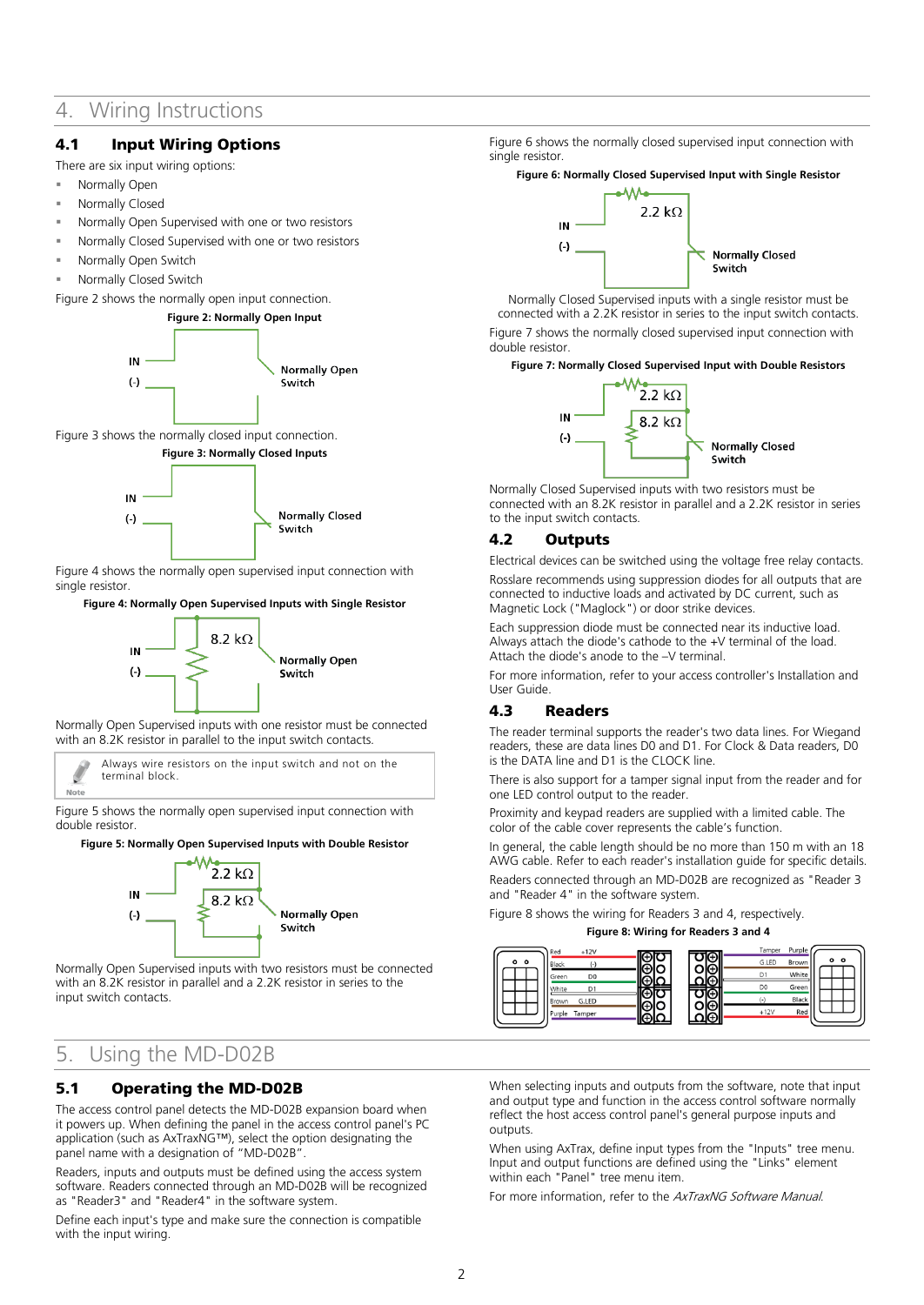# 4. Wiring Instructions

## 4.1 Input Wiring Options

There are six input wiring options:

- Normally Open
- Normally Closed
- Normally Open Supervised with one or two resistors
- Normally Closed Supervised with one or two resistors
- Normally Open Switch
- Normally Closed Switch

Figure 2 shows the normally open input connection.

**Figure 2: Normally Open Input**

Figure 3 shows the normally closed input connection.

**Figure 3: Normally Closed Inputs**

Figure 4 shows the normally open supervised input connection with single resistor.

**Figure 4: Normally Open Supervised Inputs with Single Resistor**

Normally Open Supervised inputs with one resistor must be connected with an 8.2K resistor in parallel to the input switch contacts.

> Note: Always wire resistors on the input switch and not on the terminal block.

Figure 5 shows the normally open supervised input connection with double resistor.

**Figure 5: Normally Open Supervised Inputs with Double Resistor**

Normally Open Supervised inputs with two resistors must be connected with an 8.2K resistor in parallel and a 2.2K resistor in series to the input switch contacts.

Figure 6 shows the normally closed supervised input connection with single resistor.

**Figure 6: Normally Closed Supervised Input with Single Resistor**

Normally Closed Supervised inputs with a single resistor must be connected with a 2.2K resistor in series to the input switch contacts.

Figure 7 shows the normally closed supervised input connection with double resistor.

**Figure 7: Normally Closed Supervised Input with Double Resistors**

Normally Closed Supervised inputs with two resistors must be connected with an 8.2K resistor in parallel and a 2.2K resistor in series to the input switch contacts.

## 4.2 Outputs

Electrical devices can be switched using the voltage free relay contacts.

Rosslare recommends using suppression diodes for all outputs that are connected to inductive loads and activated by DC current, such as Magnetic Lock ("Maglock") or door strike devices.

Each suppression diode must be connected near its inductive load. Always attach the diode's cathode to the +V terminal of the load. Attach the diode's anode to the –V terminal.

For more information, refer to your access controller's Installation and User Guide.

## 4.3 Readers

The reader terminal supports the reader's two data lines. For Wiegand readers, these are data lines D0 and D1. For Clock & Data readers, D0 is the DATA line and D1 is the CLOCK line.

There is also support for a tamper signal input from the reader and for one LED control output to the reader.

Proximity and keypad readers are supplied with a limited cable. The color of the cable cover represents the cable's function.

In general, the cable length should be no more than 150 m with an 18 AWG cable. Refer to each reader's installation guide for specific details.

Readers connected through an MD-D02B are recognized as "Reader 3 and "Reader 4" in the software system.

Figure 8 shows the wiring for Readers 3 and 4, respectively.

**Figure 8: Wiring for Readers 3 and 4**

# 5. Using the MD-D02B

## 5.1 Operating the MD-D02B

The access control panel detects the MD-D02B expansion board when it powers up. When defining the panel in the access control panel's PC application (such as AxTraxNG™), select the option designating the panel name with a designation of "MD-D02B".

Readers, inputs and outputs must be defined using the access system software. Readers connected through an MD-D02B will be recognized as "Reader3" and "Reader4" in the software system.

Define each input's type and make sure the connection is compatible with the input wiring.

When selecting inputs and outputs from the software, note that input and output type and function in the access control software normally reflect the host access control panel's general purpose inputs and outputs.

When using AxTrax, define input types from the "Inputs" tree menu. Input and output functions are defined using the "Links" element within each "Panel" tree menu item.

For more information, refer to the *AxTraxNG Software Manual*.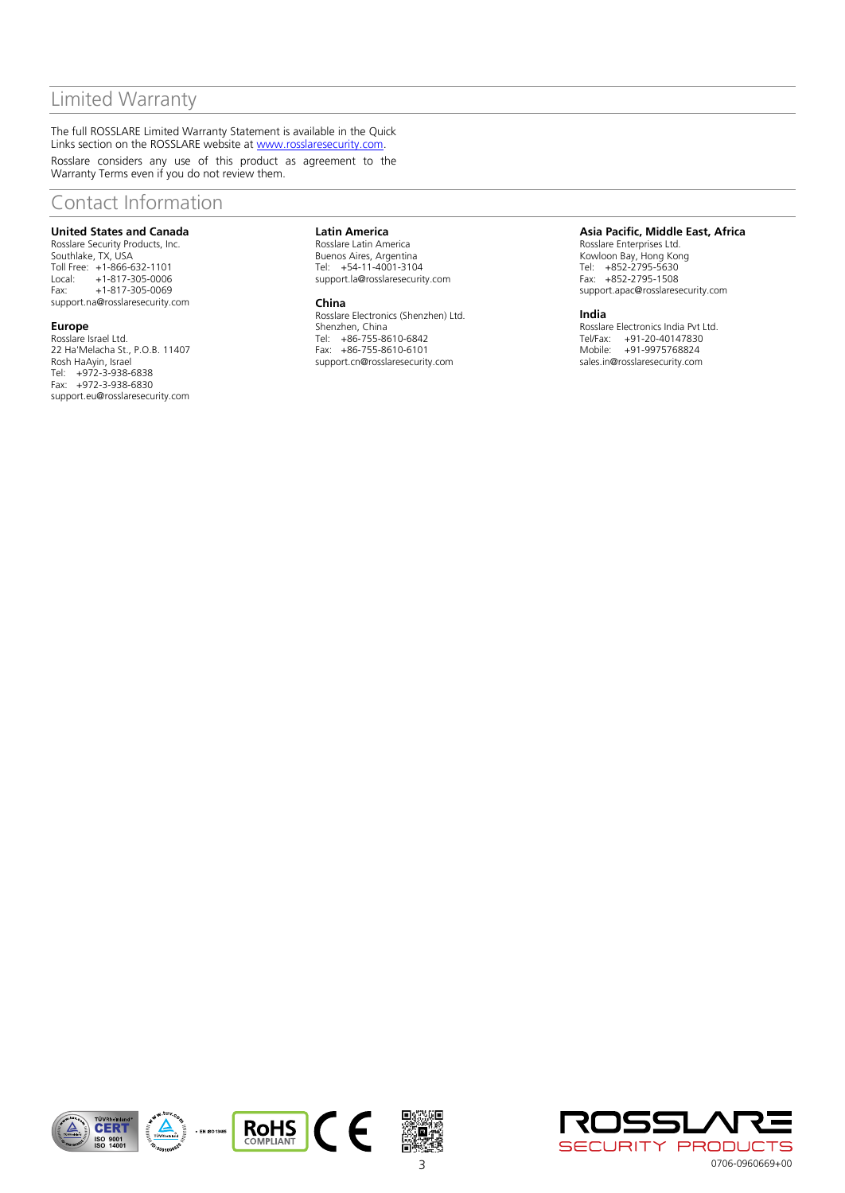## Limited Warranty

The full ROSSLARE Limited Warranty Statement is available in the Quick Links section on the ROSSLARE website at [www.rosslaresecurity.com](www.rosslaresecurity.com).

Rosslare considers any use of this product as agreement to the Warranty Terms even if you do not review them.

## Contact Information

**United States and Canada**
Rosslare Security Products, Inc.
Southlake, TX, USA
Toll Free: +1-866-632-1101
Local: +1-817-305-0006
Fax: +1-817-305-0069
support.na@rosslaresecurity.com

**Europe**
Rosslare Israel Ltd.
22 Ha'Melacha St., P.O.B. 11407
Rosh HaAyin, Israel
Tel: +972-3-938-6838
Fax: +972-3-938-6830
support.eu@rosslaresecurity.com

**Latin America**
Rosslare Latin America
Buenos Aires, Argentina
Tel: +54-11-4001-3104
support.la@rosslaresecurity.com

**China**
Rosslare Electronics (Shenzhen) Ltd.
Shenzhen, China
Tel: +86-755-8610-6842
Fax: +86-755-8610-6101
support.cn@rosslaresecurity.com

**Asia Pacific, Middle East, Africa**
Rosslare Enterprises Ltd.
Kowloon Bay, Hong Kong
Tel: +852-2795-5630
Fax: +852-2795-1508
support.apac@rosslaresecurity.com

**India**
Rosslare Electronics India Pvt Ltd.
Tel/Fax: +91-20-40147830
Mobile: +91-9975768824
sales.in@rosslaresecurity.com

TÜVRheinland CERT ISO 9001 ISO 14001

EN ISO 13485

RoHS COMPLIANT

CE

ROSSLARE SECURITY PRODUCTS

0706-0960669+00